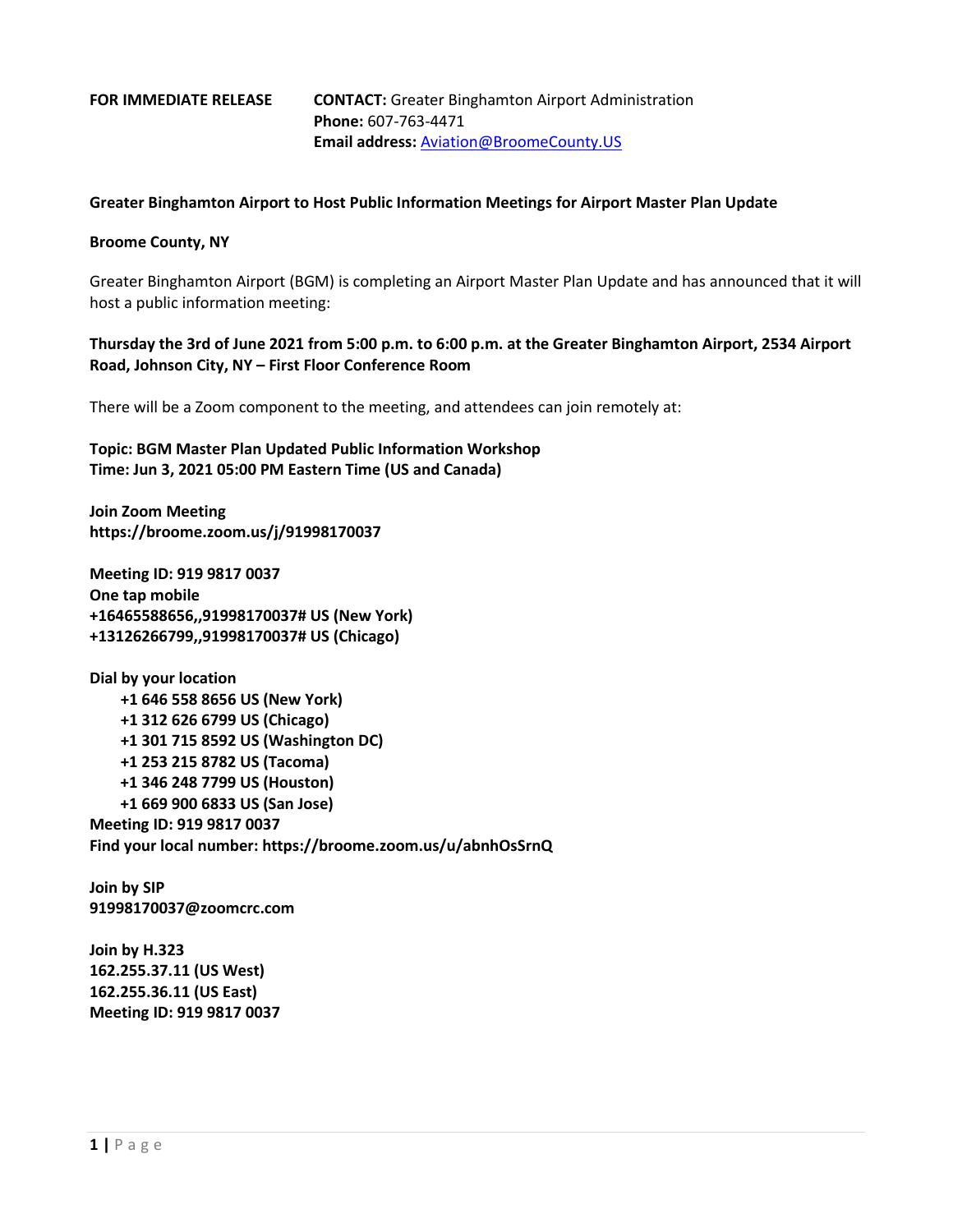**FOR IMMEDIATE RELEASE**

**CONTACT:** Greater Binghamton Airport Administration
**Phone:** 607-763-4471
**Email address:** Aviation@BroomeCounty.US

**Greater Binghamton Airport to Host Public Information Meetings for Airport Master Plan Update**

**Broome County, NY**

Greater Binghamton Airport (BGM) is completing an Airport Master Plan Update and has announced that it will host a public information meeting:

**Thursday the 3rd of June 2021 from 5:00 p.m. to 6:00 p.m. at the Greater Binghamton Airport, 2534 Airport Road, Johnson City, NY – First Floor Conference Room**

There will be a Zoom component to the meeting, and attendees can join remotely at:

**Topic: BGM Master Plan Updated Public Information Workshop**
**Time: Jun 3, 2021 05:00 PM Eastern Time (US and Canada)**

**Join Zoom Meeting**
**https://broome.zoom.us/j/91998170037**

**Meeting ID: 919 9817 0037**
**One tap mobile**
**+16465588656,,91998170037# US (New York)**
**+13126266799,,91998170037# US (Chicago)**

**Dial by your location**
- **+1 646 558 8656 US (New York)**
- **+1 312 626 6799 US (Chicago)**
- **+1 301 715 8592 US (Washington DC)**
- **+1 253 215 8782 US (Tacoma)**
- **+1 346 248 7799 US (Houston)**
- **+1 669 900 6833 US (San Jose)**

**Meeting ID: 919 9817 0037**
**Find your local number: https://broome.zoom.us/u/abnhOsSrnQ**

**Join by SIP**
**91998170037@zoomcrc.com**

**Join by H.323**
**162.255.37.11 (US West)**
**162.255.36.11 (US East)**
**Meeting ID: 919 9817 0037**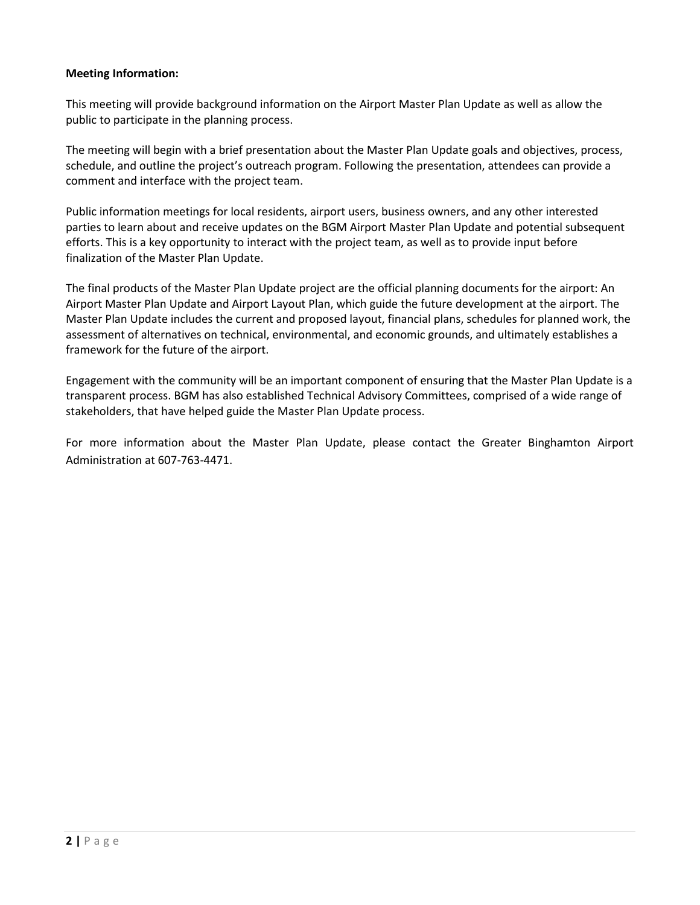**Meeting Information:**

This meeting will provide background information on the Airport Master Plan Update as well as allow the public to participate in the planning process.

The meeting will begin with a brief presentation about the Master Plan Update goals and objectives, process, schedule, and outline the project's outreach program. Following the presentation, attendees can provide a comment and interface with the project team.

Public information meetings for local residents, airport users, business owners, and any other interested parties to learn about and receive updates on the BGM Airport Master Plan Update and potential subsequent efforts. This is a key opportunity to interact with the project team, as well as to provide input before finalization of the Master Plan Update.

The final products of the Master Plan Update project are the official planning documents for the airport: An Airport Master Plan Update and Airport Layout Plan, which guide the future development at the airport. The Master Plan Update includes the current and proposed layout, financial plans, schedules for planned work, the assessment of alternatives on technical, environmental, and economic grounds, and ultimately establishes a framework for the future of the airport.

Engagement with the community will be an important component of ensuring that the Master Plan Update is a transparent process. BGM has also established Technical Advisory Committees, comprised of a wide range of stakeholders, that have helped guide the Master Plan Update process.

For more information about the Master Plan Update, please contact the Greater Binghamton Airport Administration at 607-763-4471.